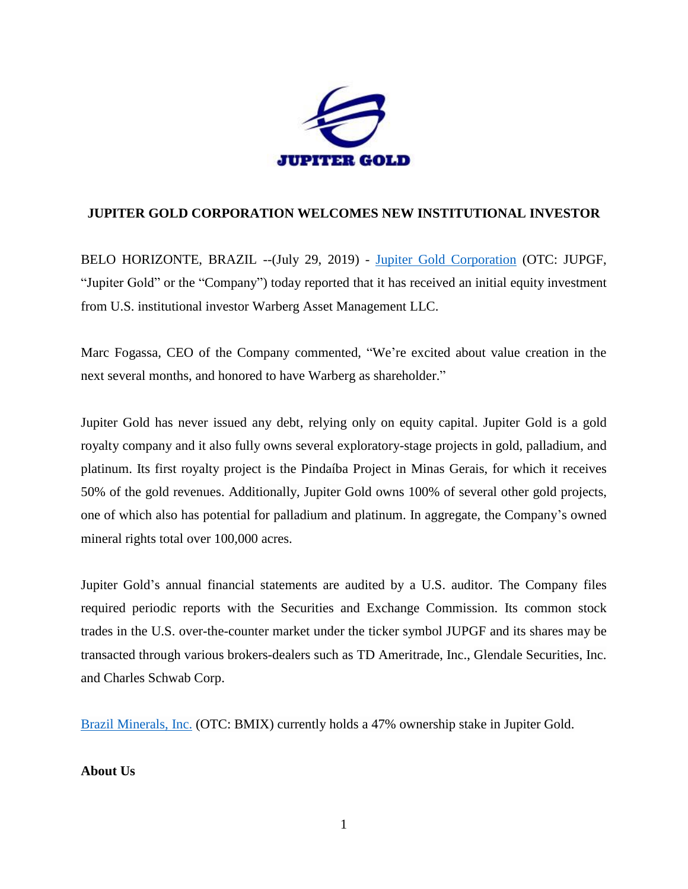# JUPITER GOLD CORPORATION WELCOMES NEW INSTITUTIONAL INVESTOR

BELO HORIZONTE, BRAZIL --(July 29, 2019) - Jupiter Gold Corporation (OTC: JUPGF, “Jupiter Gold” or the “Company”) today reported that it has received an initial equity investment from U.S. institutional investor Warberg Asset Management LLC.

Marc Fogassa, CEO of the Company commented, “We’re excited about value creation in the next several months, and honored to have Warberg as shareholder.”

Jupiter Gold has never issued any debt, relying only on equity capital. Jupiter Gold is a gold royalty company and it also fully owns several exploratory-stage projects in gold, palladium, and platinum. Its first royalty project is the Pindaíba Project in Minas Gerais, for which it receives 50% of the gold revenues. Additionally, Jupiter Gold owns 100% of several other gold projects, one of which also has potential for palladium and platinum. In aggregate, the Company’s owned mineral rights total over 100,000 acres.

Jupiter Gold’s annual financial statements are audited by a U.S. auditor. The Company files required periodic reports with the Securities and Exchange Commission. Its common stock trades in the U.S. over-the-counter market under the ticker symbol JUPGF and its shares may be transacted through various brokers-dealers such as TD Ameritrade, Inc., Glendale Securities, Inc. and Charles Schwab Corp.

Brazil Minerals, Inc. (OTC: BMIX) currently holds a 47% ownership stake in Jupiter Gold.

**About Us**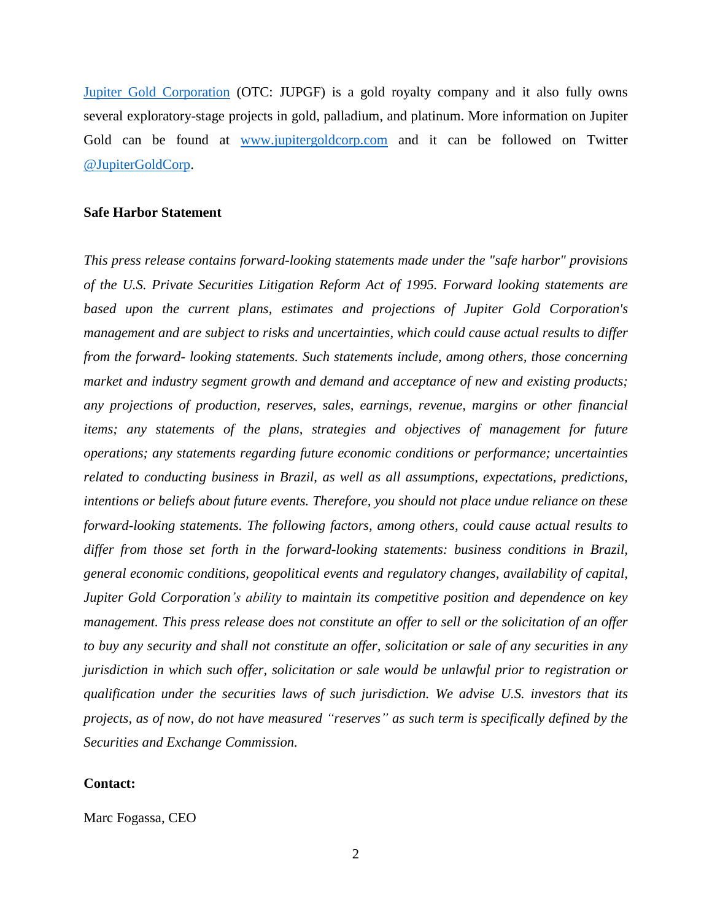[Jupiter Gold Corporation](Jupiter Gold Corporation) (OTC: JUPGF) is a gold royalty company and it also fully owns several exploratory-stage projects in gold, palladium, and platinum. More information on Jupiter Gold can be found at www.jupitergoldcorp.com and it can be followed on Twitter @JupiterGoldCorp.

**Safe Harbor Statement**

*This press release contains forward-looking statements made under the "safe harbor" provisions of the U.S. Private Securities Litigation Reform Act of 1995. Forward looking statements are based upon the current plans, estimates and projections of Jupiter Gold Corporation's management and are subject to risks and uncertainties, which could cause actual results to differ from the forward- looking statements. Such statements include, among others, those concerning market and industry segment growth and demand and acceptance of new and existing products; any projections of production, reserves, sales, earnings, revenue, margins or other financial items; any statements of the plans, strategies and objectives of management for future operations; any statements regarding future economic conditions or performance; uncertainties related to conducting business in Brazil, as well as all assumptions, expectations, predictions, intentions or beliefs about future events. Therefore, you should not place undue reliance on these forward-looking statements. The following factors, among others, could cause actual results to differ from those set forth in the forward-looking statements: business conditions in Brazil, general economic conditions, geopolitical events and regulatory changes, availability of capital, Jupiter Gold Corporation's ability to maintain its competitive position and dependence on key management. This press release does not constitute an offer to sell or the solicitation of an offer to buy any security and shall not constitute an offer, solicitation or sale of any securities in any jurisdiction in which such offer, solicitation or sale would be unlawful prior to registration or qualification under the securities laws of such jurisdiction. We advise U.S. investors that its projects, as of now, do not have measured "reserves" as such term is specifically defined by the Securities and Exchange Commission.*

**Contact:**

Marc Fogassa, CEO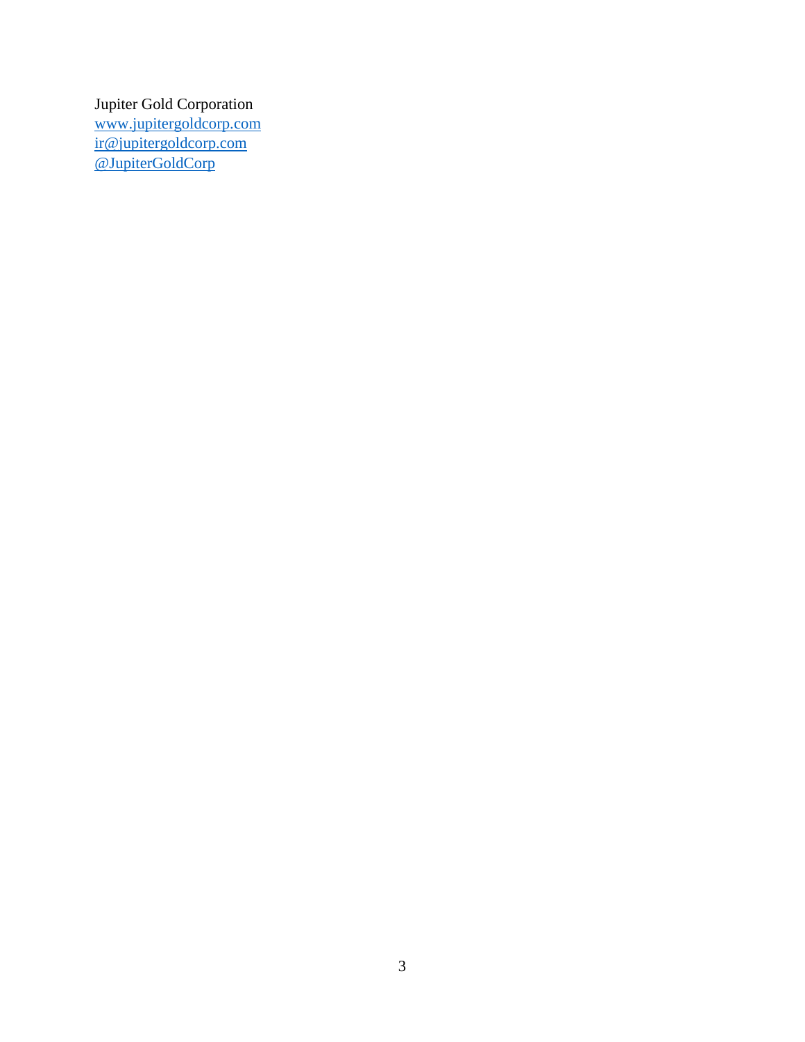Jupiter Gold Corporation
www.jupitergoldcorp.com
ir@jupitergoldcorp.com
@JupiterGoldCorp